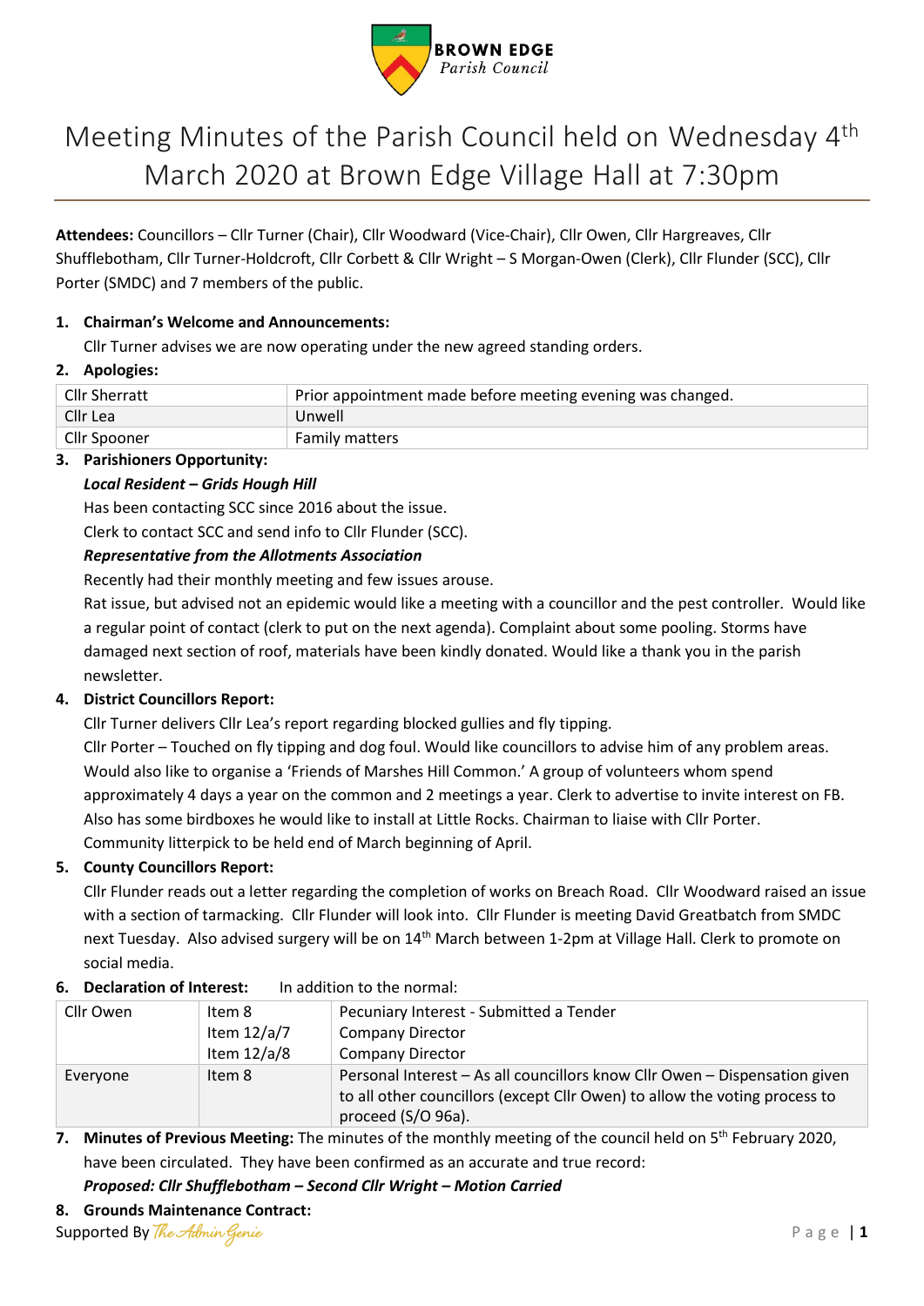BROWN EDGE
Parish Council

# Meeting Minutes of the Parish Council held on Wednesday 4th March 2020 at Brown Edge Village Hall at 7:30pm

**Attendees:** Councillors – Cllr Turner (Chair), Cllr Woodward (Vice-Chair), Cllr Owen, Cllr Hargreaves, Cllr Shufflebotham, Cllr Turner-Holdcroft, Cllr Corbett & Cllr Wright – S Morgan-Owen (Clerk), Cllr Flunder (SCC), Cllr Porter (SMDC) and 7 members of the public.

1. **Chairman's Welcome and Announcements:**
   Cllr Turner advises we are now operating under the new agreed standing orders.

2. **Apologies:**

| | |
|---|---|
| Cllr Sherratt | Prior appointment made before meeting evening was changed. |
| Cllr Lea | Unwell |
| Cllr Spooner | Family matters |

3. **Parishioners Opportunity:**
   ***Local Resident – Grids Hough Hill***
   Has been contacting SCC since 2016 about the issue.
   Clerk to contact SCC and send info to Cllr Flunder (SCC).
   ***Representative from the Allotments Association***
   Recently had their monthly meeting and few issues arouse.
   Rat issue, but advised not an epidemic would like a meeting with a councillor and the pest controller. Would like a regular point of contact (clerk to put on the next agenda). Complaint about some pooling. Storms have damaged next section of roof, materials have been kindly donated. Would like a thank you in the parish newsletter.

4. **District Councillors Report:**
   Cllr Turner delivers Cllr Lea's report regarding blocked gullies and fly tipping.
   Cllr Porter – Touched on fly tipping and dog foul. Would like councillors to advise him of any problem areas. Would also like to organise a 'Friends of Marshes Hill Common.' A group of volunteers whom spend approximately 4 days a year on the common and 2 meetings a year. Clerk to advertise to invite interest on FB. Also has some birdboxes he would like to install at Little Rocks. Chairman to liaise with Cllr Porter.
   Community litterpick to be held end of March beginning of April.

5. **County Councillors Report:**
   Cllr Flunder reads out a letter regarding the completion of works on Breach Road. Cllr Woodward raised an issue with a section of tarmacking. Cllr Flunder will look into. Cllr Flunder is meeting David Greatbatch from SMDC next Tuesday. Also advised surgery will be on 14th March between 1-2pm at Village Hall. Clerk to promote on social media.

6. **Declaration of Interest:** In addition to the normal:

| | | |
|---|---|---|
| Cllr Owen | Item 8<br>Item 12/a/7<br>Item 12/a/8 | Pecuniary Interest - Submitted a Tender<br>Company Director<br>Company Director |
| Everyone | Item 8 | Personal Interest – As all councillors know Cllr Owen – Dispensation given to all other councillors (except Cllr Owen) to allow the voting process to proceed (S/O 96a). |

7. **Minutes of Previous Meeting:** The minutes of the monthly meeting of the council held on 5th February 2020, have been circulated. They have been confirmed as an accurate and true record:
   ***Proposed: Cllr Shufflebotham – Second Cllr Wright – Motion Carried***

8. **Grounds Maintenance Contract:**

Supported By The Admin Genie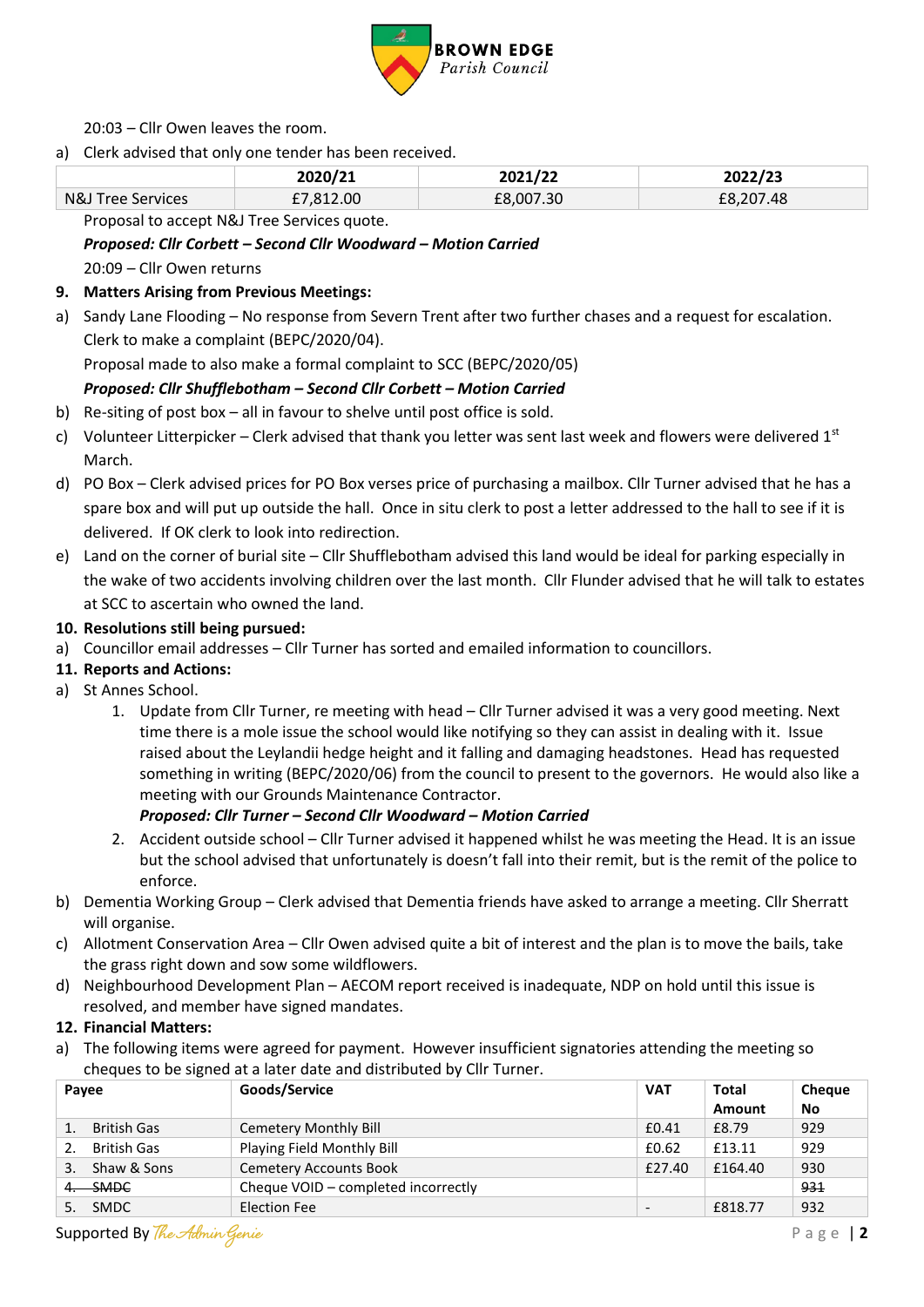20:03 – Cllr Owen leaves the room.

a) Clerk advised that only one tender has been received.

| | 2020/21 | 2021/22 | 2022/23 |
|---|---|---|---|
| N&J Tree Services | £7,812.00 | £8,007.30 | £8,207.48 |

Proposal to accept N&J Tree Services quote.

***Proposed: Cllr Corbett – Second Cllr Woodward – Motion Carried***

20:09 – Cllr Owen returns

**9. Matters Arising from Previous Meetings:**

a) Sandy Lane Flooding – No response from Severn Trent after two further chases and a request for escalation. Clerk to make a complaint (BEPC/2020/04).
Proposal made to also make a formal complaint to SCC (BEPC/2020/05)
***Proposed: Cllr Shufflebotham – Second Cllr Corbett – Motion Carried***

b) Re-siting of post box – all in favour to shelve until post office is sold.

c) Volunteer Litterpicker – Clerk advised that thank you letter was sent last week and flowers were delivered 1st March.

d) PO Box – Clerk advised prices for PO Box verses price of purchasing a mailbox. Cllr Turner advised that he has a spare box and will put up outside the hall. Once in situ clerk to post a letter addressed to the hall to see if it is delivered. If OK clerk to look into redirection.

e) Land on the corner of burial site – Cllr Shufflebotham advised this land would be ideal for parking especially in the wake of two accidents involving children over the last month. Cllr Flunder advised that he will talk to estates at SCC to ascertain who owned the land.

**10. Resolutions still being pursued:**

a) Councillor email addresses – Cllr Turner has sorted and emailed information to councillors.

**11. Reports and Actions:**

a) St Annes School.

1. Update from Cllr Turner, re meeting with head – Cllr Turner advised it was a very good meeting. Next time there is a mole issue the school would like notifying so they can assist in dealing with it. Issue raised about the Leylandii hedge height and it falling and damaging headstones. Head has requested something in writing (BEPC/2020/06) from the council to present to the governors. He would also like a meeting with our Grounds Maintenance Contractor.
***Proposed: Cllr Turner – Second Cllr Woodward – Motion Carried***
2. Accident outside school – Cllr Turner advised it happened whilst he was meeting the Head. It is an issue but the school advised that unfortunately is doesn't fall into their remit, but is the remit of the police to enforce.

b) Dementia Working Group – Clerk advised that Dementia friends have asked to arrange a meeting. Cllr Sherratt will organise.

c) Allotment Conservation Area – Cllr Owen advised quite a bit of interest and the plan is to move the bails, take the grass right down and sow some wildflowers.

d) Neighbourhood Development Plan – AECOM report received is inadequate, NDP on hold until this issue is resolved, and member have signed mandates.

**12. Financial Matters:**

a) The following items were agreed for payment. However insufficient signatories attending the meeting so cheques to be signed at a later date and distributed by Cllr Turner.

| Payee | Goods/Service | VAT | Total Amount | Cheque No |
|---|---|---|---|---|
| 1. British Gas | Cemetery Monthly Bill | £0.41 | £8.79 | 929 |
| 2. British Gas | Playing Field Monthly Bill | £0.62 | £13.11 | 929 |
| 3. Shaw & Sons | Cemetery Accounts Book | £27.40 | £164.40 | 930 |
| ~~4. SMDC~~ | Cheque VOID – completed incorrectly | | | ~~931~~ |
| 5. SMDC | Election Fee | - | £818.77 | 932 |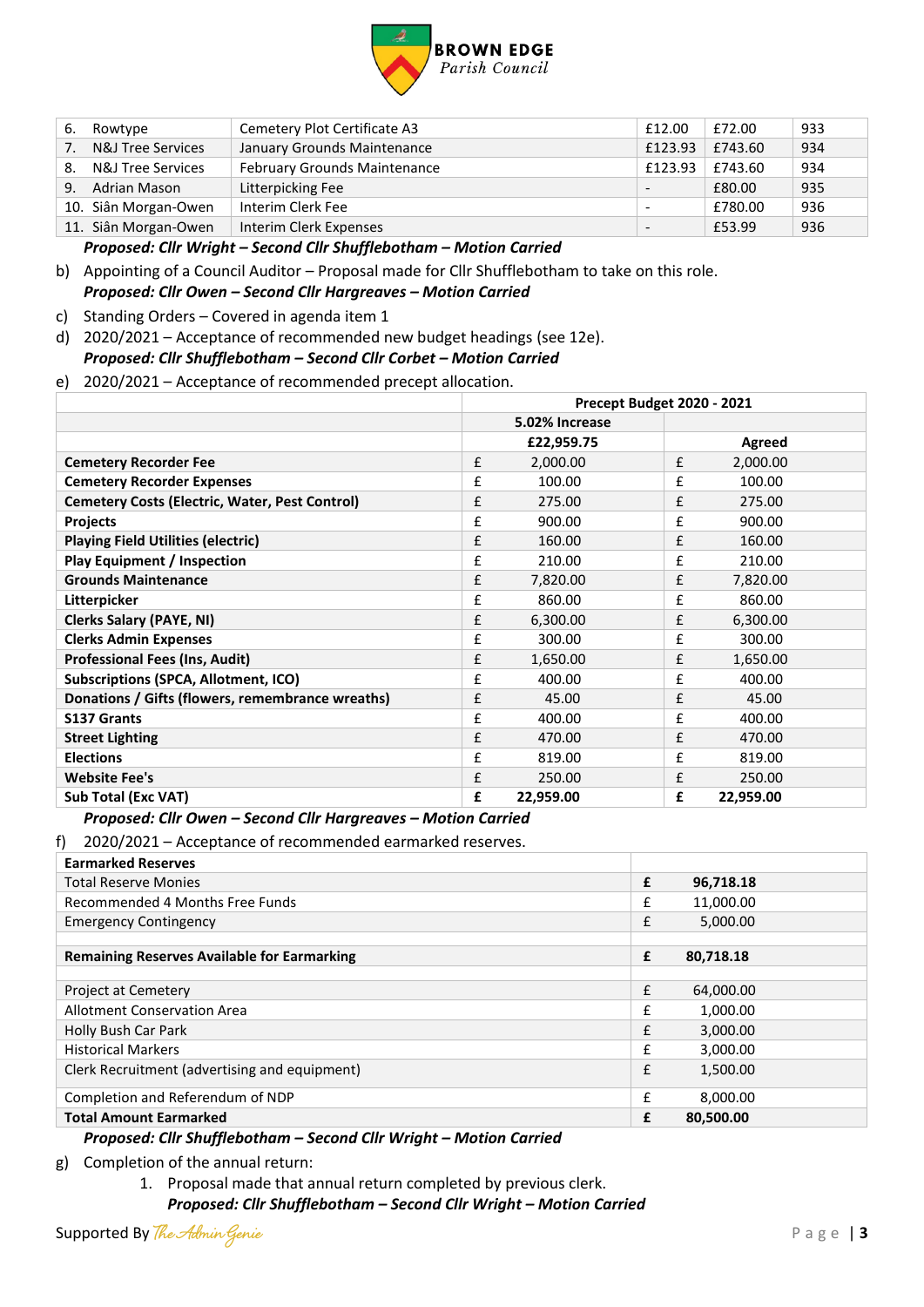BROWN EDGE
Parish Council

| | | | | |
|---|---|---|---|---|
| 6. Rowtype | Cemetery Plot Certificate A3 | £12.00 | £72.00 | 933 |
| 7. N&J Tree Services | January Grounds Maintenance | £123.93 | £743.60 | 934 |
| 8. N&J Tree Services | February Grounds Maintenance | £123.93 | £743.60 | 934 |
| 9. Adrian Mason | Litterpicking Fee | - | £80.00 | 935 |
| 10. Siân Morgan-Owen | Interim Clerk Fee | - | £780.00 | 936 |
| 11. Siân Morgan-Owen | Interim Clerk Expenses | - | £53.99 | 936 |

***Proposed: Cllr Wright – Second Cllr Shufflebotham – Motion Carried***

b) Appointing of a Council Auditor – Proposal made for Cllr Shufflebotham to take on this role.
***Proposed: Cllr Owen – Second Cllr Hargreaves – Motion Carried***

c) Standing Orders – Covered in agenda item 1

d) 2020/2021 – Acceptance of recommended new budget headings (see 12e).
***Proposed: Cllr Shufflebotham – Second Cllr Corbet – Motion Carried***

e) 2020/2021 – Acceptance of recommended precept allocation.

| | Precept Budget 2020 - 2021 | | | |
|---|---|---|---|---|
| | 5.02% Increase | | | |
| | £22,959.75 | | Agreed | |
| **Cemetery Recorder Fee** | £ | 2,000.00 | £ | 2,000.00 |
| **Cemetery Recorder Expenses** | £ | 100.00 | £ | 100.00 |
| **Cemetery Costs (Electric, Water, Pest Control)** | £ | 275.00 | £ | 275.00 |
| **Projects** | £ | 900.00 | £ | 900.00 |
| **Playing Field Utilities (electric)** | £ | 160.00 | £ | 160.00 |
| **Play Equipment / Inspection** | £ | 210.00 | £ | 210.00 |
| **Grounds Maintenance** | £ | 7,820.00 | £ | 7,820.00 |
| **Litterpicker** | £ | 860.00 | £ | 860.00 |
| **Clerks Salary (PAYE, NI)** | £ | 6,300.00 | £ | 6,300.00 |
| **Clerks Admin Expenses** | £ | 300.00 | £ | 300.00 |
| **Professional Fees (Ins, Audit)** | £ | 1,650.00 | £ | 1,650.00 |
| **Subscriptions (SPCA, Allotment, ICO)** | £ | 400.00 | £ | 400.00 |
| **Donations / Gifts (flowers, remembrance wreaths)** | £ | 45.00 | £ | 45.00 |
| **S137 Grants** | £ | 400.00 | £ | 400.00 |
| **Street Lighting** | £ | 470.00 | £ | 470.00 |
| **Elections** | £ | 819.00 | £ | 819.00 |
| **Website Fee's** | £ | 250.00 | £ | 250.00 |
| **Sub Total (Exc VAT)** | **£** | **22,959.00** | **£** | **22,959.00** |

***Proposed: Cllr Owen – Second Cllr Hargreaves – Motion Carried***

f) 2020/2021 – Acceptance of recommended earmarked reserves.

| **Earmarked Reserves** | | |
|---|---|---|
| Total Reserve Monies | **£** | **96,718.18** |
| Recommended 4 Months Free Funds | £ | 11,000.00 |
| Emergency Contingency | £ | 5,000.00 |
| | | |
| **Remaining Reserves Available for Earmarking** | **£** | **80,718.18** |
| | | |
| Project at Cemetery | £ | 64,000.00 |
| Allotment Conservation Area | £ | 1,000.00 |
| Holly Bush Car Park | £ | 3,000.00 |
| Historical Markers | £ | 3,000.00 |
| Clerk Recruitment (advertising and equipment) | £ | 1,500.00 |
| Completion and Referendum of NDP | £ | 8,000.00 |
| **Total Amount Earmarked** | **£** | **80,500.00** |

***Proposed: Cllr Shufflebotham – Second Cllr Wright – Motion Carried***

g) Completion of the annual return:
   1. Proposal made that annual return completed by previous clerk.
      ***Proposed: Cllr Shufflebotham – Second Cllr Wright – Motion Carried***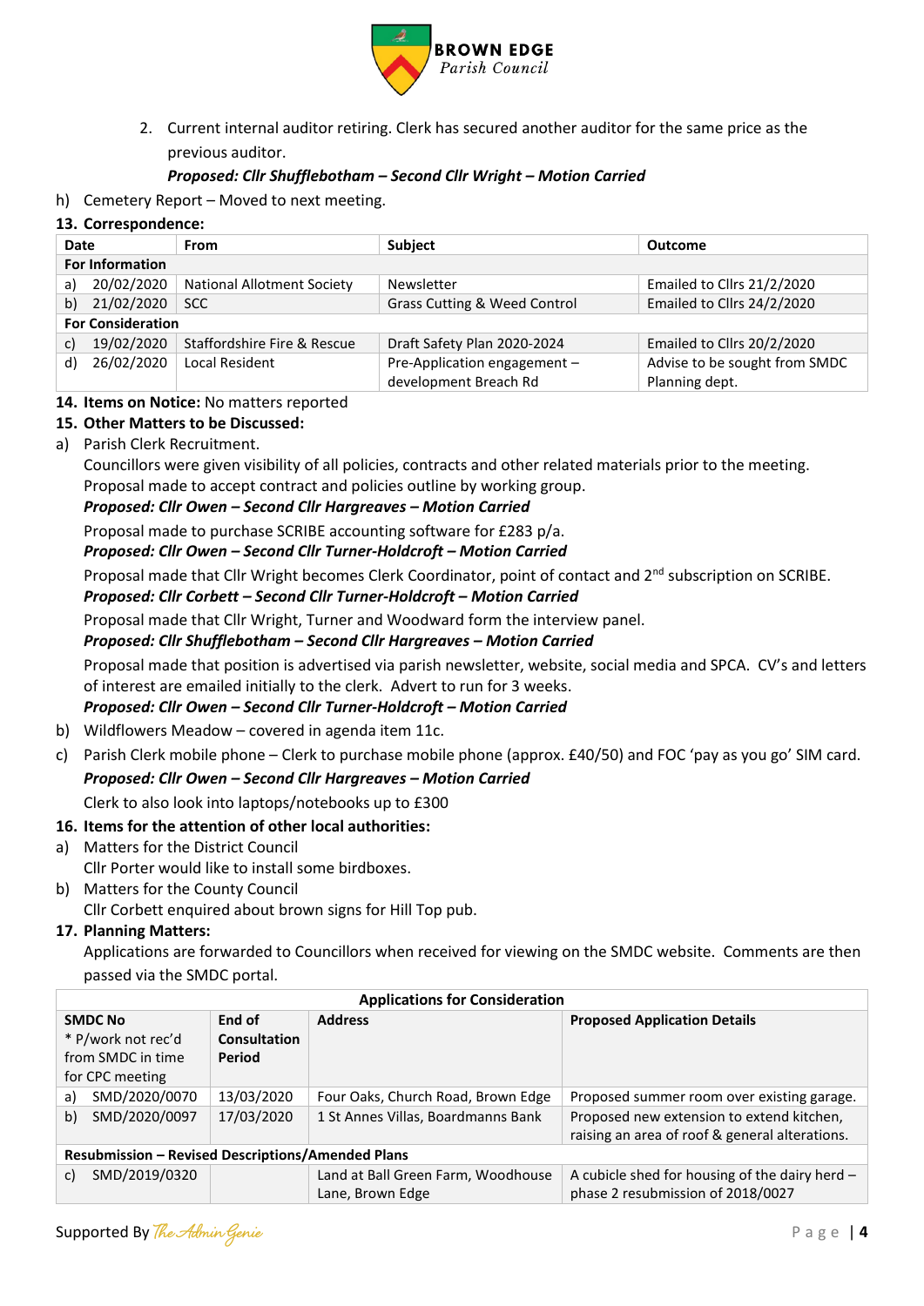2. Current internal auditor retiring. Clerk has secured another auditor for the same price as the previous auditor.

   ***Proposed: Cllr Shufflebotham – Second Cllr Wright – Motion Carried***

h) Cemetery Report – Moved to next meeting.

**13. Correspondence:**

| Date | From | Subject | Outcome |
|---|---|---|---|
| **For Information** | | | |
| a) 20/02/2020 | National Allotment Society | Newsletter | Emailed to Cllrs 21/2/2020 |
| b) 21/02/2020 | SCC | Grass Cutting & Weed Control | Emailed to Cllrs 24/2/2020 |
| **For Consideration** | | | |
| c) 19/02/2020 | Staffordshire Fire & Rescue | Draft Safety Plan 2020-2024 | Emailed to Cllrs 20/2/2020 |
| d) 26/02/2020 | Local Resident | Pre-Application engagement – development Breach Rd | Advise to be sought from SMDC Planning dept. |

**14. Items on Notice:** No matters reported

**15. Other Matters to be Discussed:**

a) Parish Clerk Recruitment.

Councillors were given visibility of all policies, contracts and other related materials prior to the meeting. Proposal made to accept contract and policies outline by working group.

***Proposed: Cllr Owen – Second Cllr Hargreaves – Motion Carried***

Proposal made to purchase SCRIBE accounting software for £283 p/a.

***Proposed: Cllr Owen – Second Cllr Turner-Holdcroft – Motion Carried***

Proposal made that Cllr Wright becomes Clerk Coordinator, point of contact and 2nd subscription on SCRIBE.

***Proposed: Cllr Corbett – Second Cllr Turner-Holdcroft – Motion Carried***

Proposal made that Cllr Wright, Turner and Woodward form the interview panel.

***Proposed: Cllr Shufflebotham – Second Cllr Hargreaves – Motion Carried***

Proposal made that position is advertised via parish newsletter, website, social media and SPCA. CV's and letters of interest are emailed initially to the clerk. Advert to run for 3 weeks.

***Proposed: Cllr Owen – Second Cllr Turner-Holdcroft – Motion Carried***

b) Wildflowers Meadow – covered in agenda item 11c.

c) Parish Clerk mobile phone – Clerk to purchase mobile phone (approx. £40/50) and FOC 'pay as you go' SIM card.

***Proposed: Cllr Owen – Second Cllr Hargreaves – Motion Carried***

Clerk to also look into laptops/notebooks up to £300

**16. Items for the attention of other local authorities:**

a) Matters for the District Council

Cllr Porter would like to install some birdboxes.

b) Matters for the County Council

Cllr Corbett enquired about brown signs for Hill Top pub.

**17. Planning Matters:**

Applications are forwarded to Councillors when received for viewing on the SMDC website. Comments are then passed via the SMDC portal.

| **Applications for Consideration** | | | |
|---|---|---|---|
| **SMDC No** * P/work not rec'd from SMDC in time for CPC meeting | **End of Consultation Period** | **Address** | **Proposed Application Details** |
| a) SMD/2020/0070 | 13/03/2020 | Four Oaks, Church Road, Brown Edge | Proposed summer room over existing garage. |
| b) SMD/2020/0097 | 17/03/2020 | 1 St Annes Villas, Boardmanns Bank | Proposed new extension to extend kitchen, raising an area of roof & general alterations. |
| **Resubmission – Revised Descriptions/Amended Plans** | | | |
| c) SMD/2019/0320 | | Land at Ball Green Farm, Woodhouse Lane, Brown Edge | A cubicle shed for housing of the dairy herd – phase 2 resubmission of 2018/0027 |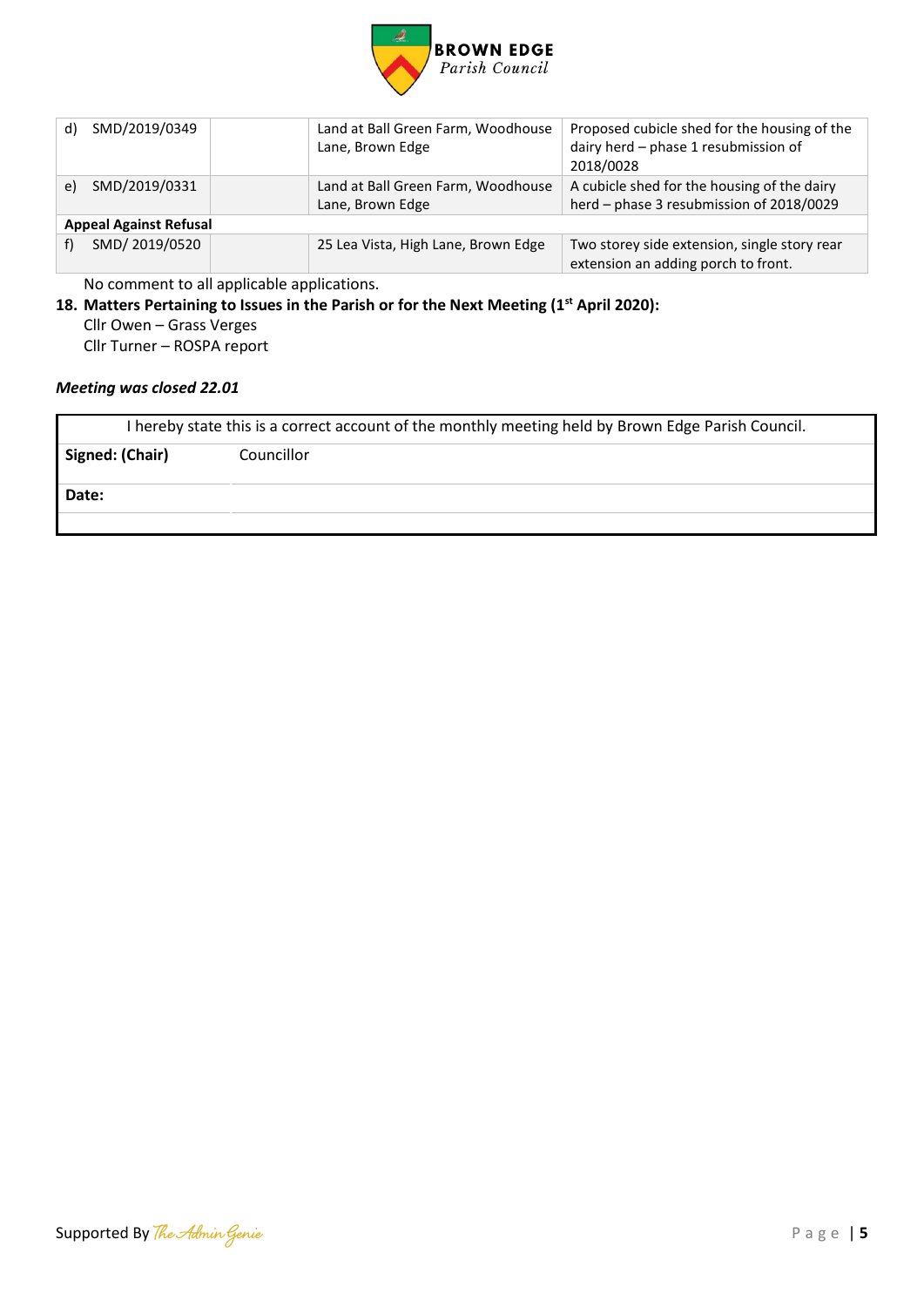| | | | |
|---|---|---|---|
| d) SMD/2019/0349 | | Land at Ball Green Farm, Woodhouse Lane, Brown Edge | Proposed cubicle shed for the housing of the dairy herd – phase 1 resubmission of 2018/0028 |
| e) SMD/2019/0331 | | Land at Ball Green Farm, Woodhouse Lane, Brown Edge | A cubicle shed for the housing of the dairy herd – phase 3 resubmission of 2018/0029 |
| **Appeal Against Refusal** | | | |
| f) SMD/ 2019/0520 | | 25 Lea Vista, High Lane, Brown Edge | Two storey side extension, single story rear extension an adding porch to front. |

No comment to all applicable applications.

**18. Matters Pertaining to Issues in the Parish or for the Next Meeting (1st April 2020):**

Cllr Owen – Grass Verges

Cllr Turner – ROSPA report

***Meeting was closed 22.01***

| I hereby state this is a correct account of the monthly meeting held by Brown Edge Parish Council. | |
|---|---|
| **Signed: (Chair)** | Councillor |
| **Date:** | |

Supported By The Admin Genie